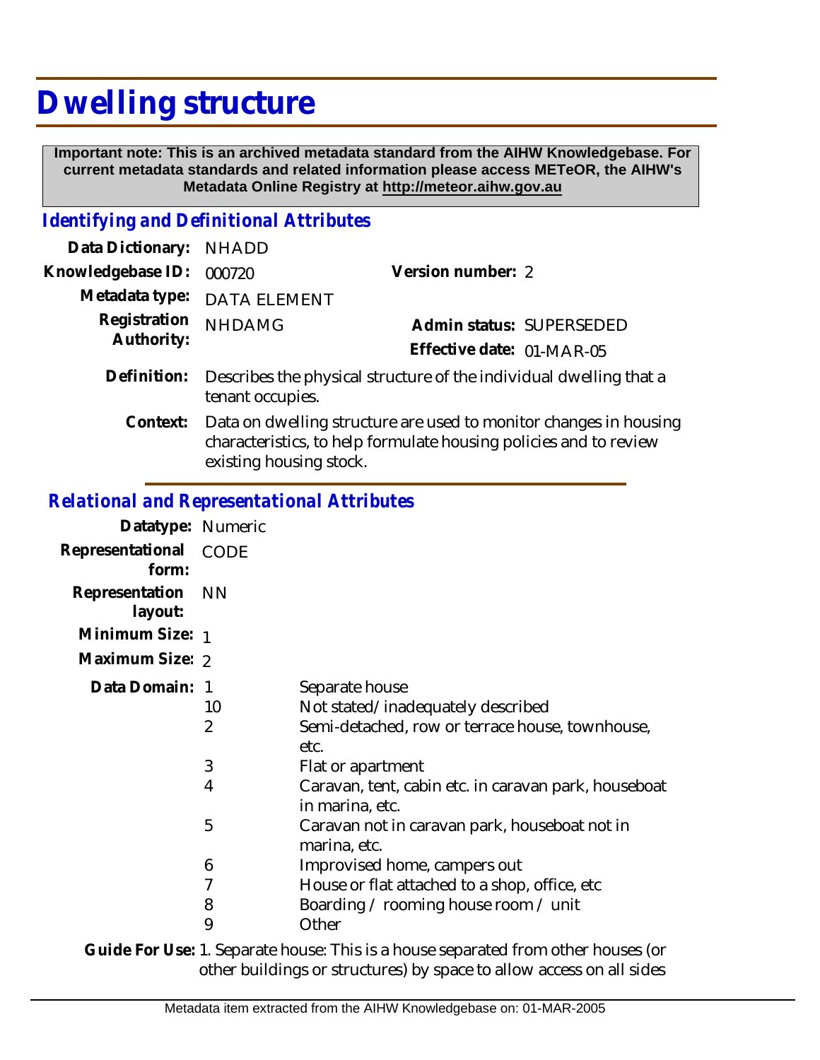# Dwelling structure

**Important note: This is an archived metadata standard from the AIHW Knowledgebase. For current metadata standards and related information please access METeOR, the AIHW's Metadata Online Registry at http://meteor.aihw.gov.au**

## *Identifying and Definitional Attributes*

**Data Dictionary:** NHADD

**Knowledgebase ID:** 000720

**Version number:** 2

**Metadata type:** DATA ELEMENT

**Registration Authority:** NHDAMG

**Admin status:** SUPERSEDED

**Effective date:** 01-MAR-05

**Definition:** Describes the physical structure of the individual dwelling that a tenant occupies.

**Context:** Data on dwelling structure are used to monitor changes in housing characteristics, to help formulate housing policies and to review existing housing stock.

## *Relational and Representational Attributes*

**Datatype:** Numeric

**Representational form:** CODE

**Representation layout:** NN

**Minimum Size:** 1

**Maximum Size:** 2

**Data Domain:**

| Code | Description |
|---|---|
| 1 | Separate house |
| 10 | Not stated/inadequately described |
| 2 | Semi-detached, row or terrace house, townhouse, etc. |
| 3 | Flat or apartment |
| 4 | Caravan, tent, cabin etc. in caravan park, houseboat in marina, etc. |
| 5 | Caravan not in caravan park, houseboat not in marina, etc. |
| 6 | Improvised home, campers out |
| 7 | House or flat attached to a shop, office, etc |
| 8 | Boarding / rooming house room / unit |
| 9 | Other |

**Guide For Use:** 1. Separate house: This is a house separated from other houses (or other buildings or structures) by space to allow access on all sides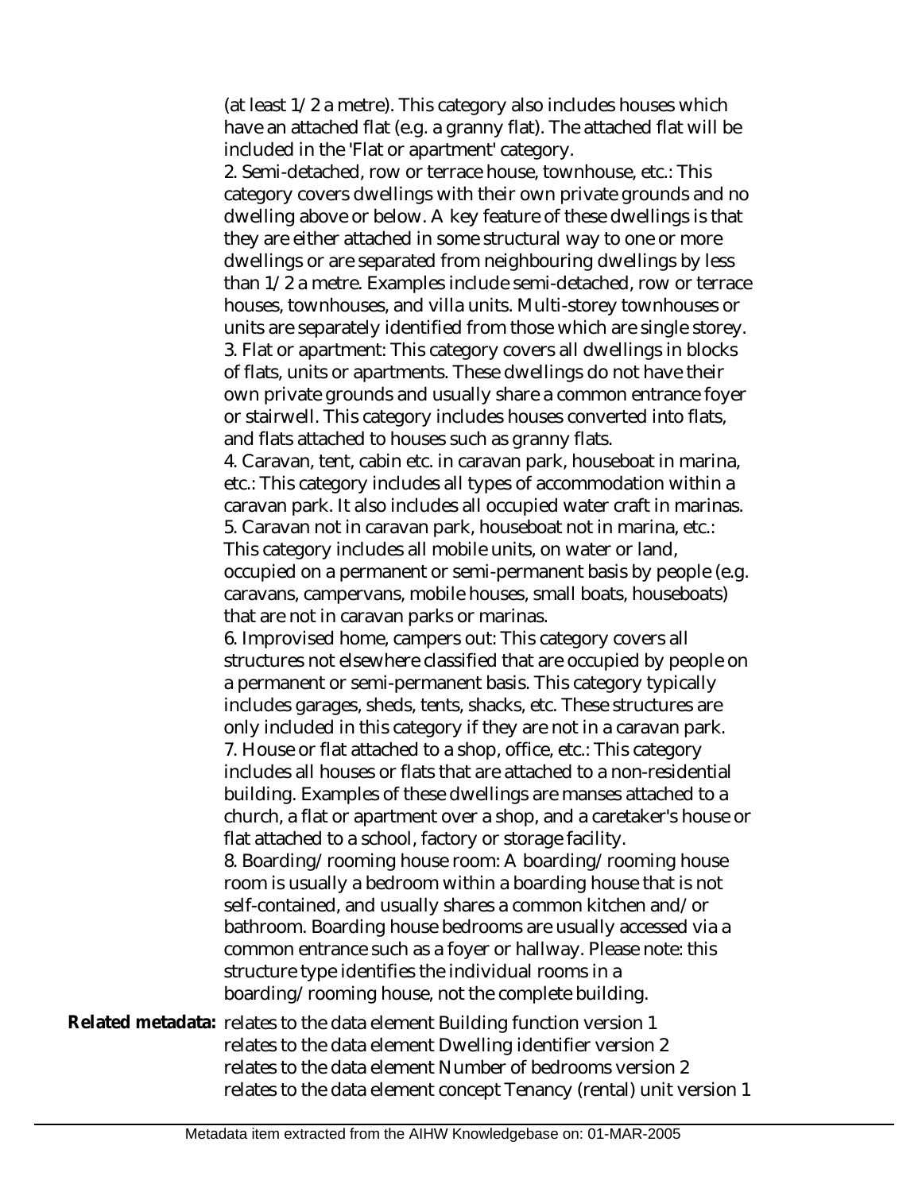(at least 1/2 a metre). This category also includes houses which have an attached flat (e.g. a granny flat). The attached flat will be included in the 'Flat or apartment' category.

2. Semi-detached, row or terrace house, townhouse, etc.: This category covers dwellings with their own private grounds and no dwelling above or below. A key feature of these dwellings is that they are either attached in some structural way to one or more dwellings or are separated from neighbouring dwellings by less than 1/2 a metre. Examples include semi-detached, row or terrace houses, townhouses, and villa units. Multi-storey townhouses or units are separately identified from those which are single storey.

3. Flat or apartment: This category covers all dwellings in blocks of flats, units or apartments. These dwellings do not have their own private grounds and usually share a common entrance foyer or stairwell. This category includes houses converted into flats, and flats attached to houses such as granny flats.

4. Caravan, tent, cabin etc. in caravan park, houseboat in marina, etc.: This category includes all types of accommodation within a caravan park. It also includes all occupied water craft in marinas.

5. Caravan not in caravan park, houseboat not in marina, etc.: This category includes all mobile units, on water or land, occupied on a permanent or semi-permanent basis by people (e.g. caravans, campervans, mobile houses, small boats, houseboats) that are not in caravan parks or marinas.

6. Improvised home, campers out: This category covers all structures not elsewhere classified that are occupied by people on a permanent or semi-permanent basis. This category typically includes garages, sheds, tents, shacks, etc. These structures are only included in this category if they are not in a caravan park.

7. House or flat attached to a shop, office, etc.: This category includes all houses or flats that are attached to a non-residential building. Examples of these dwellings are manses attached to a church, a flat or apartment over a shop, and a caretaker's house or flat attached to a school, factory or storage facility.

8. Boarding/rooming house room: A boarding/rooming house room is usually a bedroom within a boarding house that is not self-contained, and usually shares a common kitchen and/or bathroom. Boarding house bedrooms are usually accessed via a common entrance such as a foyer or hallway. Please note: this structure type identifies the individual rooms in a boarding/rooming house, not the complete building.

**Related metadata:** relates to the data element Building function version 1
relates to the data element Dwelling identifier version 2
relates to the data element Number of bedrooms version 2
relates to the data element concept Tenancy (rental) unit version 1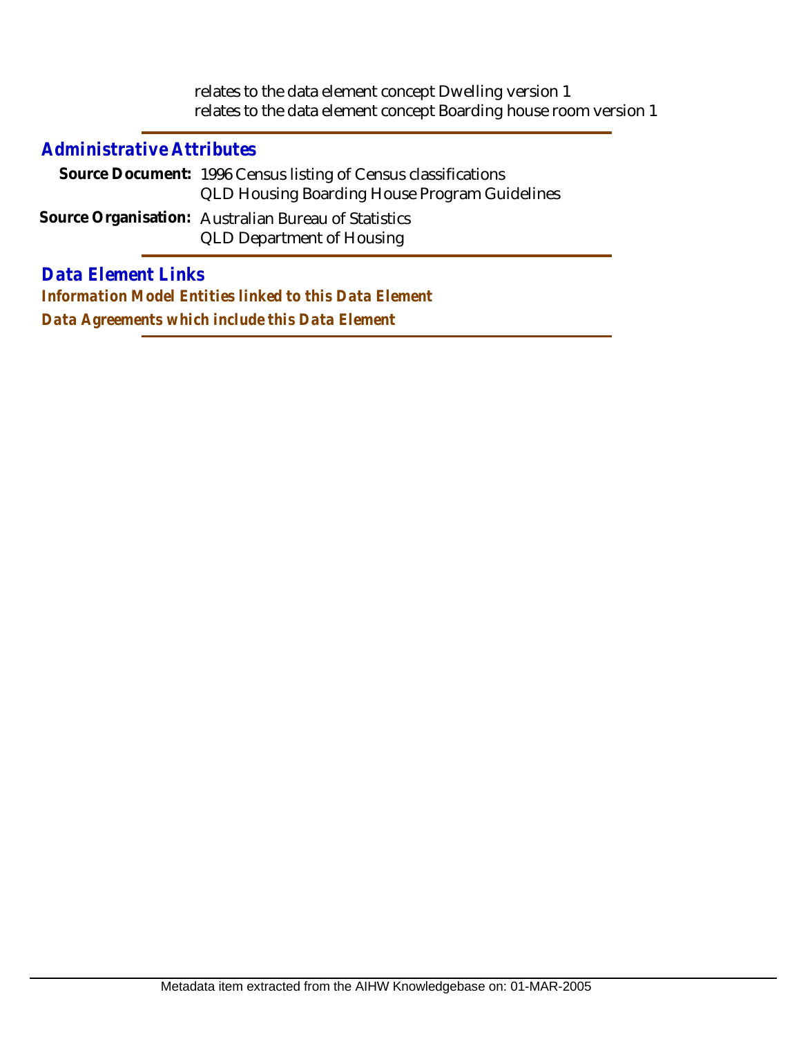relates to the data element concept Dwelling version 1
relates to the data element concept Boarding house room version 1

## Administrative Attributes

**Source Document:** 1996 Census listing of Census classifications
QLD Housing Boarding House Program Guidelines

**Source Organisation:** Australian Bureau of Statistics
QLD Department of Housing

## Data Element Links

***Information Model Entities linked to this Data Element***

***Data Agreements which include this Data Element***